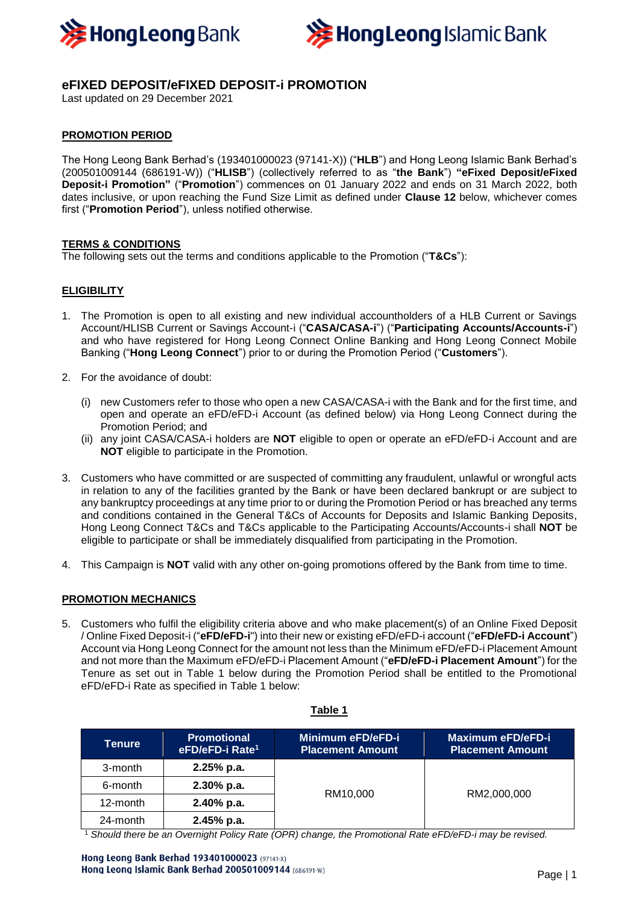# eFIXED DEPOSIT/eFIXED DEPOSIT-i PROMOTION

Last updated on 29 December 2021

## PROMOTION PERIOD

The Hong Leong Bank Berhad's (193401000023 (97141-X)) ("**HLB**") and Hong Leong Islamic Bank Berhad's (200501009144 (686191-W)) ("**HLISB**") (collectively referred to as "**the Bank**") **"eFixed Deposit/eFixed Deposit-i Promotion"** ("**Promotion**") commences on 01 January 2022 and ends on 31 March 2022, both dates inclusive, or upon reaching the Fund Size Limit as defined under **Clause 12** below, whichever comes first ("**Promotion Period**"), unless notified otherwise.

## TERMS & CONDITIONS

The following sets out the terms and conditions applicable to the Promotion ("**T&Cs**"):

## ELIGIBILITY

1. The Promotion is open to all existing and new individual accountholders of a HLB Current or Savings Account/HLISB Current or Savings Account-i ("**CASA/CASA-i**") ("**Participating Accounts/Accounts-i**") and who have registered for Hong Leong Connect Online Banking and Hong Leong Connect Mobile Banking ("**Hong Leong Connect**") prior to or during the Promotion Period ("**Customers**").

2. For the avoidance of doubt:
   (i) new Customers refer to those who open a new CASA/CASA-i with the Bank and for the first time, and open and operate an eFD/eFD-i Account (as defined below) via Hong Leong Connect during the Promotion Period; and
   (ii) any joint CASA/CASA-i holders are **NOT** eligible to open or operate an eFD/eFD-i Account and are **NOT** eligible to participate in the Promotion.

3. Customers who have committed or are suspected of committing any fraudulent, unlawful or wrongful acts in relation to any of the facilities granted by the Bank or have been declared bankrupt or are subject to any bankruptcy proceedings at any time prior to or during the Promotion Period or has breached any terms and conditions contained in the General T&Cs of Accounts for Deposits and Islamic Banking Deposits, Hong Leong Connect T&Cs and T&Cs applicable to the Participating Accounts/Accounts-i shall **NOT** be eligible to participate or shall be immediately disqualified from participating in the Promotion.

4. This Campaign is **NOT** valid with any other on-going promotions offered by the Bank from time to time.

## PROMOTION MECHANICS

5. Customers who fulfil the eligibility criteria above and who make placement(s) of an Online Fixed Deposit / Online Fixed Deposit-i ("**eFD/eFD-i**") into their new or existing eFD/eFD-i account ("**eFD/eFD-i Account**") Account via Hong Leong Connect for the amount not less than the Minimum eFD/eFD-i Placement Amount and not more than the Maximum eFD/eFD-i Placement Amount ("**eFD/eFD-i Placement Amount**") for the Tenure as set out in Table 1 below during the Promotion Period shall be entitled to the Promotional eFD/eFD-i Rate as specified in Table 1 below:

**Table 1**

| Tenure | Promotional eFD/eFD-i Rate[1] | Minimum eFD/eFD-i Placement Amount | Maximum eFD/eFD-i Placement Amount |
|---|---|---|---|
| 3-month | **2.25% p.a.** | RM10,000 | RM2,000,000 |
| 6-month | **2.30% p.a.** | | |
| 12-month | **2.40% p.a.** | | |
| 24-month | **2.45% p.a.** | | |

[1] *Should there be an Overnight Policy Rate (OPR) change, the Promotional Rate eFD/eFD-i may be revised.*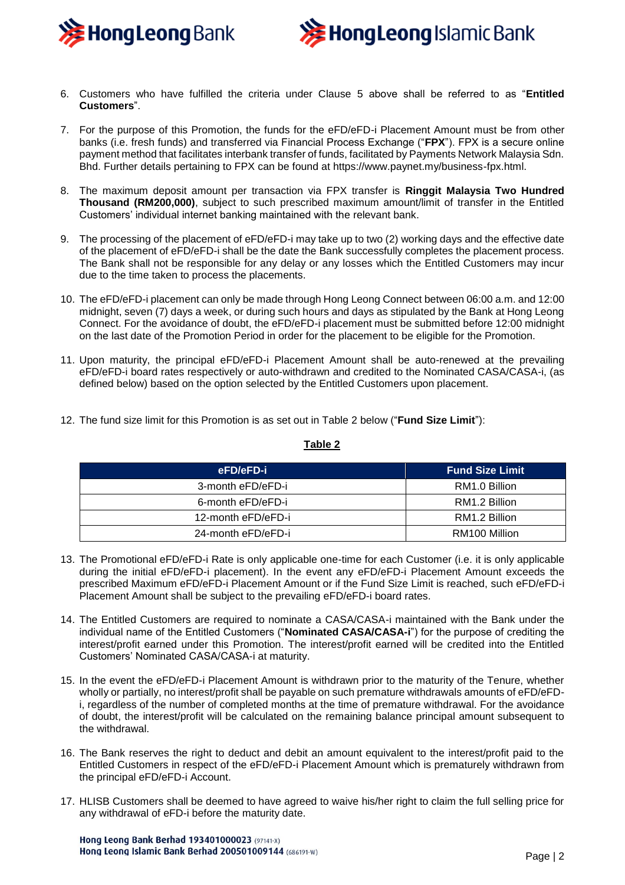6. Customers who have fulfilled the criteria under Clause 5 above shall be referred to as "**Entitled Customers**".

7. For the purpose of this Promotion, the funds for the eFD/eFD-i Placement Amount must be from other banks (i.e. fresh funds) and transferred via Financial Process Exchange ("**FPX**"). FPX is a secure online payment method that facilitates interbank transfer of funds, facilitated by Payments Network Malaysia Sdn. Bhd. Further details pertaining to FPX can be found at https://www.paynet.my/business-fpx.html.

8. The maximum deposit amount per transaction via FPX transfer is **Ringgit Malaysia Two Hundred Thousand (RM200,000)**, subject to such prescribed maximum amount/limit of transfer in the Entitled Customers' individual internet banking maintained with the relevant bank.

9. The processing of the placement of eFD/eFD-i may take up to two (2) working days and the effective date of the placement of eFD/eFD-i shall be the date the Bank successfully completes the placement process. The Bank shall not be responsible for any delay or any losses which the Entitled Customers may incur due to the time taken to process the placements.

10. The eFD/eFD-i placement can only be made through Hong Leong Connect between 06:00 a.m. and 12:00 midnight, seven (7) days a week, or during such hours and days as stipulated by the Bank at Hong Leong Connect. For the avoidance of doubt, the eFD/eFD-i placement must be submitted before 12:00 midnight on the last date of the Promotion Period in order for the placement to be eligible for the Promotion.

11. Upon maturity, the principal eFD/eFD-i Placement Amount shall be auto-renewed at the prevailing eFD/eFD-i board rates respectively or auto-withdrawn and credited to the Nominated CASA/CASA-i, (as defined below) based on the option selected by the Entitled Customers upon placement.

12. The fund size limit for this Promotion is as set out in Table 2 below ("**Fund Size Limit**"):

**Table 2**

| eFD/eFD-i | Fund Size Limit |
|---|---|
| 3-month eFD/eFD-i | RM1.0 Billion |
| 6-month eFD/eFD-i | RM1.2 Billion |
| 12-month eFD/eFD-i | RM1.2 Billion |
| 24-month eFD/eFD-i | RM100 Million |

13. The Promotional eFD/eFD-i Rate is only applicable one-time for each Customer (i.e. it is only applicable during the initial eFD/eFD-i placement). In the event any eFD/eFD-i Placement Amount exceeds the prescribed Maximum eFD/eFD-i Placement Amount or if the Fund Size Limit is reached, such eFD/eFD-i Placement Amount shall be subject to the prevailing eFD/eFD-i board rates.

14. The Entitled Customers are required to nominate a CASA/CASA-i maintained with the Bank under the individual name of the Entitled Customers ("**Nominated CASA/CASA-i**") for the purpose of crediting the interest/profit earned under this Promotion. The interest/profit earned will be credited into the Entitled Customers' Nominated CASA/CASA-i at maturity.

15. In the event the eFD/eFD-i Placement Amount is withdrawn prior to the maturity of the Tenure, whether wholly or partially, no interest/profit shall be payable on such premature withdrawals amounts of eFD/eFD-i, regardless of the number of completed months at the time of premature withdrawal. For the avoidance of doubt, the interest/profit will be calculated on the remaining balance principal amount subsequent to the withdrawal.

16. The Bank reserves the right to deduct and debit an amount equivalent to the interest/profit paid to the Entitled Customers in respect of the eFD/eFD-i Placement Amount which is prematurely withdrawn from the principal eFD/eFD-i Account.

17. HLISB Customers shall be deemed to have agreed to waive his/her right to claim the full selling price for any withdrawal of eFD-i before the maturity date.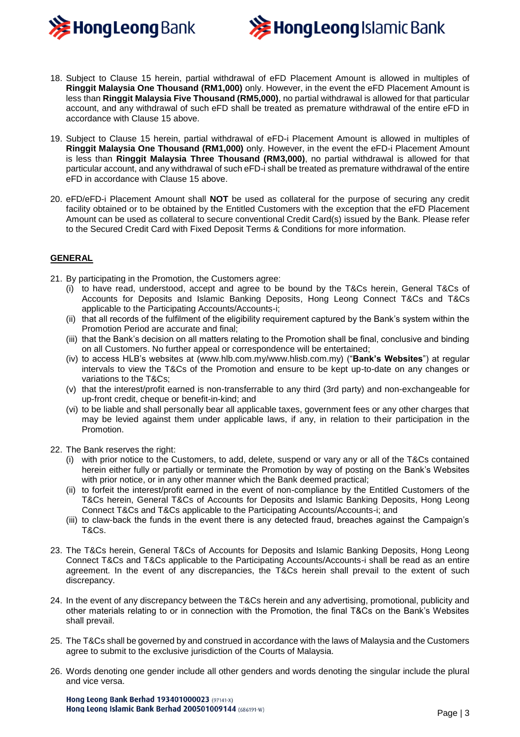18. Subject to Clause 15 herein, partial withdrawal of eFD Placement Amount is allowed in multiples of **Ringgit Malaysia One Thousand (RM1,000)** only. However, in the event the eFD Placement Amount is less than **Ringgit Malaysia Five Thousand (RM5,000)**, no partial withdrawal is allowed for that particular account, and any withdrawal of such eFD shall be treated as premature withdrawal of the entire eFD in accordance with Clause 15 above.

19. Subject to Clause 15 herein, partial withdrawal of eFD-i Placement Amount is allowed in multiples of **Ringgit Malaysia One Thousand (RM1,000)** only. However, in the event the eFD-i Placement Amount is less than **Ringgit Malaysia Three Thousand (RM3,000)**, no partial withdrawal is allowed for that particular account, and any withdrawal of such eFD-i shall be treated as premature withdrawal of the entire eFD in accordance with Clause 15 above.

20. eFD/eFD-i Placement Amount shall **NOT** be used as collateral for the purpose of securing any credit facility obtained or to be obtained by the Entitled Customers with the exception that the eFD Placement Amount can be used as collateral to secure conventional Credit Card(s) issued by the Bank. Please refer to the Secured Credit Card with Fixed Deposit Terms & Conditions for more information.

## GENERAL

21. By participating in the Promotion, the Customers agree:
    (i) to have read, understood, accept and agree to be bound by the T&Cs herein, General T&Cs of Accounts for Deposits and Islamic Banking Deposits, Hong Leong Connect T&Cs and T&Cs applicable to the Participating Accounts/Accounts-i;
    (ii) that all records of the fulfilment of the eligibility requirement captured by the Bank's system within the Promotion Period are accurate and final;
    (iii) that the Bank's decision on all matters relating to the Promotion shall be final, conclusive and binding on all Customers. No further appeal or correspondence will be entertained;
    (iv) to access HLB's websites at (www.hlb.com.my/www.hlisb.com.my) ("**Bank's Websites**") at regular intervals to view the T&Cs of the Promotion and ensure to be kept up-to-date on any changes or variations to the T&Cs;
    (v) that the interest/profit earned is non-transferrable to any third (3rd party) and non-exchangeable for up-front credit, cheque or benefit-in-kind; and
    (vi) to be liable and shall personally bear all applicable taxes, government fees or any other charges that may be levied against them under applicable laws, if any, in relation to their participation in the Promotion.

22. The Bank reserves the right:
    (i) with prior notice to the Customers, to add, delete, suspend or vary any or all of the T&Cs contained herein either fully or partially or terminate the Promotion by way of posting on the Bank's Websites with prior notice, or in any other manner which the Bank deemed practical;
    (ii) to forfeit the interest/profit earned in the event of non-compliance by the Entitled Customers of the T&Cs herein, General T&Cs of Accounts for Deposits and Islamic Banking Deposits, Hong Leong Connect T&Cs and T&Cs applicable to the Participating Accounts/Accounts-i; and
    (iii) to claw-back the funds in the event there is any detected fraud, breaches against the Campaign's T&Cs.

23. The T&Cs herein, General T&Cs of Accounts for Deposits and Islamic Banking Deposits, Hong Leong Connect T&Cs and T&Cs applicable to the Participating Accounts/Accounts-i shall be read as an entire agreement. In the event of any discrepancies, the T&Cs herein shall prevail to the extent of such discrepancy.

24. In the event of any discrepancy between the T&Cs herein and any advertising, promotional, publicity and other materials relating to or in connection with the Promotion, the final T&Cs on the Bank's Websites shall prevail.

25. The T&Cs shall be governed by and construed in accordance with the laws of Malaysia and the Customers agree to submit to the exclusive jurisdiction of the Courts of Malaysia.

26. Words denoting one gender include all other genders and words denoting the singular include the plural and vice versa.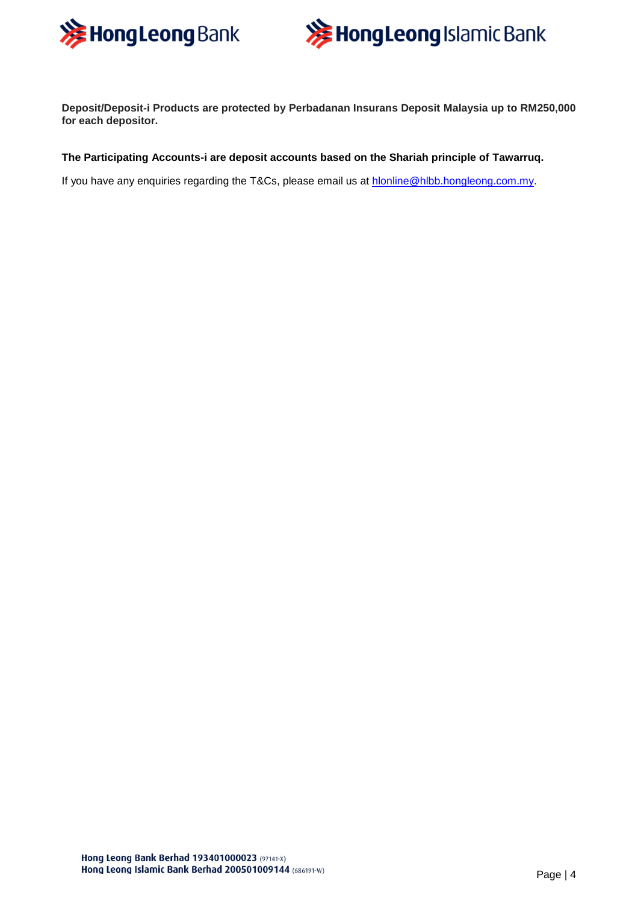**Deposit/Deposit-i Products are protected by Perbadanan Insurans Deposit Malaysia up to RM250,000 for each depositor.**

**The Participating Accounts-i are deposit accounts based on the Shariah principle of Tawarruq.**

If you have any enquiries regarding the T&Cs, please email us at hlonline@hlbb.hongleong.com.my.